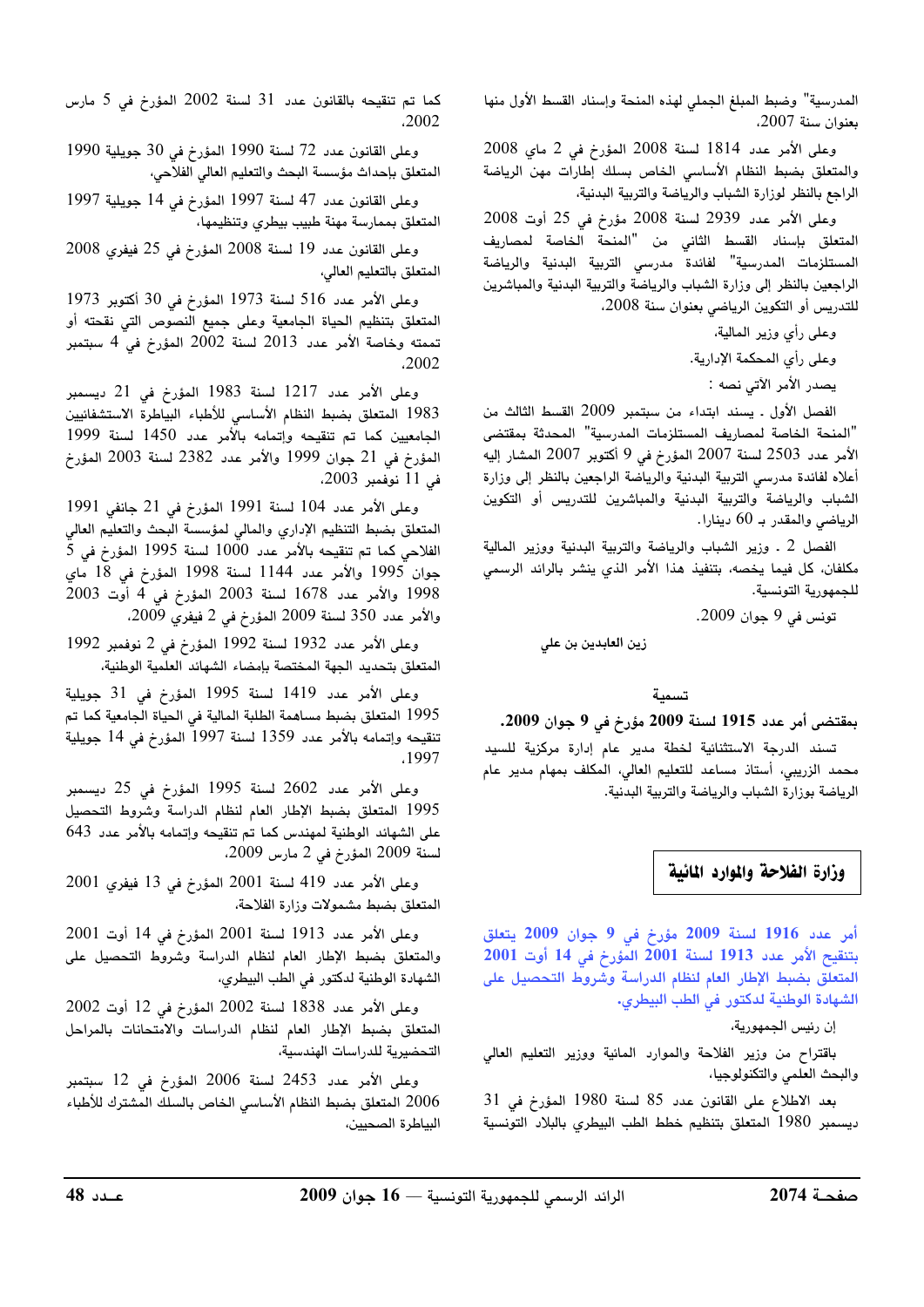المدرسية" وضبط المبلغ الجملي لهذه المنحة وإسناد القسط الأول منها بعنوان سنة 2007،

وعلى الأمر عدد 1814 لسنة 2008 المؤرخ في 2 ماي 2008 والمتعلق بضبط النظام الأساسي الخاص بسلك إطارات مهن الرياضة الراجع بالنظر لوزارة الشباب والرياضة والتربية البدنية،

وعلى الأمر عدد 2939 لسنة 2008 مؤرخ في 25 أوت 2008 المتعلق بإسناد القسط الثاني من "المنحة الخاصة لمصاريف المستلزمات المدرسية" لفائدة مدرسي التربية البدنية والرياضة الراجعين بالنظر إلى وزارة الشباب والرياضة والتربية البدنية والمباشرين للتدريس أو التكوين الرياضي بعنوان سنة 2008،

وعلى رأي وزير المالية،

وعلى رأي المحكمة الإدارية.

يصدر الأمر الآتي نصه :

الفصل الأول ـ يسند ابتداء من سبتمبر 2009 القسط الثالث من "المنحة الخاصة لمصاريف المستلزمات المدرسية" المحدثة بمقتضى الأمر عدد 2503 لسنة 2007 المؤرخ في 9 أكتوبر 2007 المشار إليه أعلاه لفائدة مدرسي التربية البدنية والرياضة الراجعين بالنظر إلى وزارة الشباب والرياضة والتربية البدنية والمباشرين للتدريس أو التكوين الرياضي والمقدر بـ 60 دينارا.

الفصل 2 ـ وزير الشباب والرياضة والتربية البدنية ووزير المالية مكلفان، كل فيما يخصه، بتنفيذ هذا الأمر الذي ينشر بالرائد الرسمي للجمهورية التونسية.

تونس في 9 جوان 2009.

زين العابدين بن علي

## تسمية

**بمقتضى أمر عدد 1915 لسنة 2009 مؤرخ في 9 جوان 2009.**

تسند الدرجة الاستثنائية لخطة مدير عام إدارة مركزية للسيد محمد الزريبي، أستاذ مساعد للتعليم العالي، المكلف بمهام مدير عام الرياضة بوزارة الشباب والرياضة والتربية البدنية.

# وزارة الفلاحة والموارد المائية

**أمر عدد 1916 لسنة 2009 مؤرخ في 9 جوان 2009 يتعلق بتنقيح الأمر عدد 1913 لسنة 2001 المؤرخ في 14 أوت 2001 المتعلق بضبط الإطار العام لنظام الدراسة وشروط التحصيل على الشهادة الوطنية لدكتور في الطب البيطري.**

إن رئيس الجمهورية،

باقتراح من وزير الفلاحة والموارد المائية ووزير التعليم العالي والبحث العلمي والتكنولوجيا،

بعد الاطلاع على القانون عدد 85 لسنة 1980 المؤرخ في 31 ديسمبر 1980 المتعلق بتنظيم خطط الطب البيطري بالبلاد التونسية كما تم تنقيحه بالقانون عدد 31 لسنة 2002 المؤرخ في 5 مارس 2002،

وعلى القانون عدد 72 لسنة 1990 المؤرخ في 30 جويلية 1990 المتعلق بإحداث مؤسسة البحث والتعليم العالي الفلاحي،

وعلى القانون عدد 47 لسنة 1997 المؤرخ في 14 جويلية 1997 المتعلق بممارسة مهنة طبيب بيطري وتنظيمها،

وعلى القانون عدد 19 لسنة 2008 المؤرخ في 25 فيفري 2008 المتعلق بالتعليم العالي،

وعلى الأمر عدد 516 لسنة 1973 المؤرخ في 30 أكتوبر 1973 المتعلق بتنظيم الحياة الجامعية وعلى جميع النصوص التي نقحته أو تممته وخاصة الأمر عدد 2013 لسنة 2002 المؤرخ في 4 سبتمبر 2002،

وعلى الأمر عدد 1217 لسنة 1983 المؤرخ في 21 ديسمبر 1983 المتعلق بضبط النظام الأساسي للأطباء البياطرة الاستشفائيين الجامعيين كما تم تنقيحه وإتمامه بالأمر عدد 1450 لسنة 1999 المؤرخ في 21 جوان 1999 والأمر عدد 2382 لسنة 2003 المؤرخ في 11 نوفمبر 2003،

وعلى الأمر عدد 104 لسنة 1991 المؤرخ في 21 جانفي 1991 المتعلق بضبط التنظيم الإداري والمالي لمؤسسة البحث والتعليم العالي الفلاحي كما تم تنقيحه بالأمر عدد 1000 لسنة 1995 المؤرخ في 5 جوان 1995 والأمر عدد 1144 لسنة 1998 المؤرخ في 18 ماي 1998 والأمر عدد 1678 لسنة 2003 المؤرخ في 4 أوت 2003 والأمر عدد 350 لسنة 2009 المؤرخ في 2 فيفري 2009،

وعلى الأمر عدد 1932 لسنة 1992 المؤرخ في 2 نوفمبر 1992 المتعلق بتحديد الجهة المختصة بإمضاء الشهائد العلمية الوطنية،

وعلى الأمر عدد 1419 لسنة 1995 المؤرخ في 31 جويلية 1995 المتعلق بضبط مساهمة الطلبة المالية في الحياة الجامعية كما تم تنقيحه وإتمامه بالأمر عدد 1359 لسنة 1997 المؤرخ في 14 جويلية 1997،

وعلى الأمر عدد 2602 لسنة 1995 المؤرخ في 25 ديسمبر 1995 المتعلق بضبط الإطار العام لنظام الدراسة وشروط التحصيل على الشهائد الوطنية لمهندس كما تم تنقيحه وإتمامه بالأمر عدد 643 لسنة 2009 المؤرخ في 2 مارس 2009،

وعلى الأمر عدد 419 لسنة 2001 المؤرخ في 13 فيفري 2001 المتعلق بضبط مشمولات وزارة الفلاحة،

وعلى الأمر عدد 1913 لسنة 2001 المؤرخ في 14 أوت 2001 والمتعلق بضبط الإطار العام لنظام الدراسة وشروط التحصيل على الشهادة الوطنية لدكتور في الطب البيطري،

وعلى الأمر عدد 1838 لسنة 2002 المؤرخ في 12 أوت 2002 المتعلق بضبط الإطار العام لنظام الدراسات والامتحانات بالمراحل التحضيرية للدراسات الهندسية،

وعلى الأمر عدد 2453 لسنة 2006 المؤرخ في 12 سبتمبر 2006 المتعلق بضبط النظام الأساسي الخاص بالسلك المشترك للأطباء البياطرة الصحيين،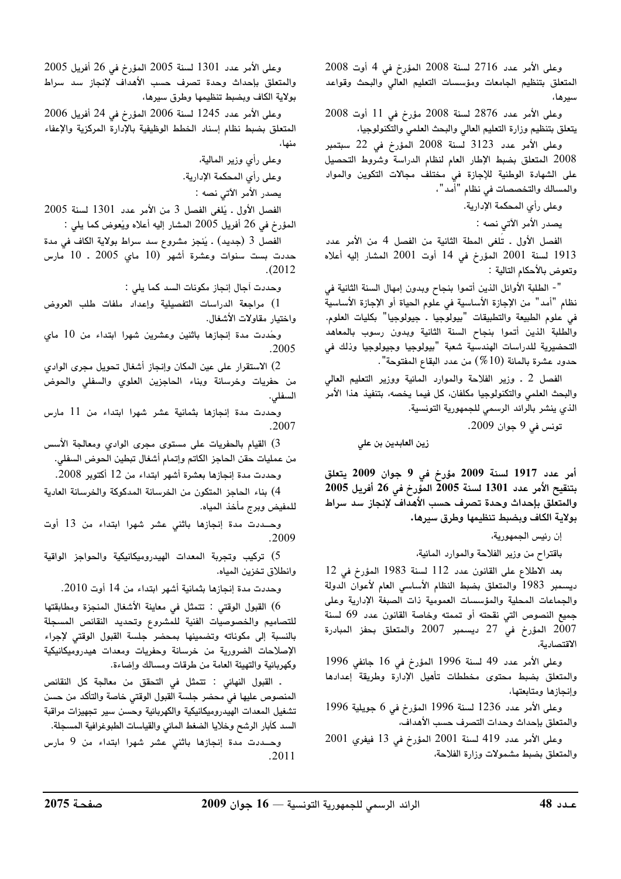وعلى الأمر عدد 2716 لسنة 2008 المؤرخ في 4 أوت 2008 المتعلق بتنظيم الجامعات ومؤسسات التعليم العالي والبحث وقواعد سيرها،

وعلى الأمر عدد 2876 لسنة 2008 مؤرخ في 11 أوت 2008 يتعلق بتنظيم وزارة التعليم العالي والبحث العلمي والتكنولوجيا،

وعلى الأمر عدد 3123 لسنة 2008 المؤرخ في 22 سبتمبر 2008 المتعلق بضبط الإطار العام لنظام الدراسة وشروط التحصيل على الشهادة الوطنية للإجازة في مختلف مجالات التكوين والمواد والمسالك والتخصصات في نظام "أمد"،

وعلى رأي المحكمة الإدارية.

يصدر الأمر الآتي نصه :

الفصل الأول ـ تلغى المطة الثانية من الفصل 4 من الأمر عدد 1913 لسنة 2001 المؤرخ في 14 أوت 2001 المشار إليه أعلاه وتعوض بالأحكام التالية :

"- الطلبة الأوائل الذين أتموا بنجاح وبدون إمهال السنة الثانية في نظام "أمد" من الإجازة الأساسية في علوم الحياة أو الإجازة الأساسية في علوم الطبيعة والتطبيقات "بيولوجيا ـ جيولوجيا" بكليات العلوم. والطلبة الذين أتموا بنجاح السنة الثانية وبدون رسوب بالمعاهد التحضيرية للدراسات الهندسية شعبة "بيولوجيا وجيولوجيا وذلك في حدود عشرة بالمائة (10%) من عدد البقاع المفتوحة".

الفصل 2 ـ وزير الفلاحة والموارد المائية ووزير التعليم العالي والبحث العلمي والتكنولوجيا مكلفان، كل فيما يخصه، بتنفيذ هذا الأمر الذي ينشر بالرائد الرسمي للجمهورية التونسية.

تونس في 9 جوان 2009.

**زين العابدين بن علي**

**أمر عدد 1917 لسنة 2009 مؤرخ في 9 جوان 2009 يتعلق بتنقيح الأمر عدد 1301 لسنة 2005 المؤرخ في 26 أفريل 2005 والمتعلق بإحداث وحدة تصرف حسب الأهداف لإنجاز سد سراط بولاية الكاف وبضبط تنظيمها وطرق سيرها.**

إن رئيس الجمهورية،

باقتراح من وزير الفلاحة والموارد المائية،

بعد الاطلاع على القانون عدد 112 لسنة 1983 المؤرخ في 12 ديسمبر 1983 والمتعلق بضبط النظام الأساسي العام لأعوان الدولة والجماعات المحلية والمؤسسات العمومية ذات الصبغة الإدارية وعلى جميع النصوص التي نقحته أو تممته وخاصة القانون عدد 69 لسنة 2007 المؤرخ في 27 ديسمبر 2007 والمتعلق بحفز المبادرة الاقتصادية،

وعلى الأمر عدد 49 لسنة 1996 المؤرخ في 16 جانفي 1996 والمتعلق بضبط محتوى مخططات تأهيل الإدارة وطريقة إعدادها وإنجازها ومتابعتها،

وعلى الأمر عدد 1236 لسنة 1996 المؤرخ في 6 جويلية 1996 والمتعلق بإحداث وحدات التصرف حسب الأهداف،

وعلى الأمر عدد 419 لسنة 2001 المؤرخ في 13 فيفري 2001 والمتعلق بضبط مشمولات وزارة الفلاحة،

وعلى الأمر عدد 1301 لسنة 2005 المؤرخ في 26 أفريل 2005 والمتعلق بإحداث وحدة تصرف حسب الأهداف لإنجاز سد سراط بولاية الكاف وبضبط تنظيمها وطرق سيرها،

وعلى الأمر عدد 1245 لسنة 2006 المؤرخ في 24 أفريل 2006 المتعلق بضبط نظام إسناد الخطط الوظيفية بالإدارة المركزية والإعفاء منها،

وعلى رأي وزير المالية،

وعلى رأي المحكمة الإدارية.

يصدر الأمر الآتي نصه :

الفصل الأول ـ يُلغى الفصل 3 من الأمر عدد 1301 لسنة 2005 المؤرخ في 26 أفريل 2005 المشار إليه أعلاه ويُعوض كما يلي :

الفصل 3 (جديد) ـ يُنجز مشروع سد سراط بولاية الكاف في مدة حددت بست سنوات وعشرة أشهر (10 ماي 2005 ـ 10 مارس 2012).

وحددت آجال إنجاز مكونات السد كما يلي :

1) مراجعة الدراسات التفصيلية وإعداد ملفات طلب العروض واختيار مقاولات الأشغال.

وحُددت مدة إنجازها باثنين وعشرين شهرا ابتداء من 10 ماي 2005.

2) الاستقرار على عين المكان وإنجاز أشغال تحويل مجرى الوادي من حفريات وخرسانة وبناء الحاجزين العلوي والسفلي والحوض السفلي.

وحددت مدة إنجازها بثمانية عشر شهرا ابتداء من 11 مارس 2007.

3) القيام بالحفريات على مستوى مجرى الوادي ومعالجة الأسس من عمليات حقن الحاجز الكاتم وإتمام أشغال تبطين الحوض السفلي.

وحددت مدة إنجازها بعشرة أشهر ابتداء من 12 أكتوبر 2008.

4) بناء الحاجز المتكون من الخرسانة المدكوكة والخرسانة العادية للمفيض وبرج مأخذ المياه.

وحـددت مدة إنجازها باثني عشر شهرا ابتداء من 13 أوت 2009.

5) تركيب وتجربة المعدات الهيدروميكانيكية والحواجز الواقية وانطلاق تخزين المياه.

وحددت مدة إنجازها بثمانية أشهر ابتداء من 14 أوت 2010.

6) القبول الوقتي : تتمثل في معاينة الأشغال المنجزة ومطابقتها للتصاميم والخصوصيات الفنية للمشروع وتحديد النقائص المسجلة بالنسبة إلى مكوناته وتضمينها بمحضر جلسة القبول الوقتي لإجراء الإصلاحات الضرورية من خرسانة وحفريات ومعدات هيدروميكانيكية وكهربائية والتهيئة العامة من طرقات ومسالك وإضاءة.

ـ القبول النهائي : تتمثل في التحقق من معالجة كل النقائص المنصوص عليها في محضر جلسة القبول الوقتي خاصة والتأكد من حسن تشغيل المعدات الهيدروميكانيكية والكهربائية وحسن سير تجهيزات مراقبة السد كآبار الرشح وخلايا الضغط المائي والقياسات الطبوغرافية المسجلة.

وحـددت مدة إنجازها باثني عشر شهرا ابتداء من 9 مارس 2011.